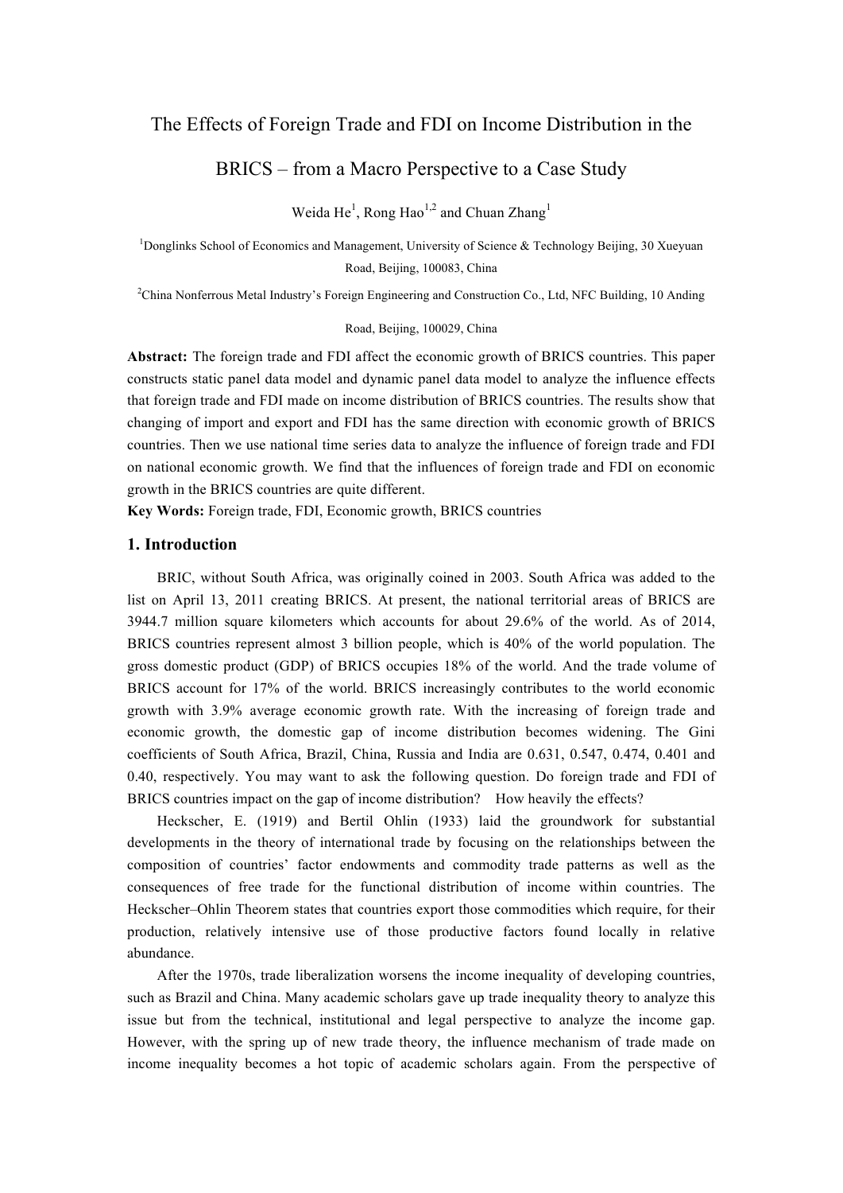# The Effects of Foreign Trade and FDI on Income Distribution in the BRICS – from a Macro Perspective to a Case Study

Weida He[1], Rong Hao[1,2] and Chuan Zhang[1]

[1]Donglinks School of Economics and Management, University of Science & Technology Beijing, 30 Xueyuan Road, Beijing, 100083, China

[2]China Nonferrous Metal Industry's Foreign Engineering and Construction Co., Ltd, NFC Building, 10 Anding Road, Beijing, 100029, China

**Abstract:** The foreign trade and FDI affect the economic growth of BRICS countries. This paper constructs static panel data model and dynamic panel data model to analyze the influence effects that foreign trade and FDI made on income distribution of BRICS countries. The results show that changing of import and export and FDI has the same direction with economic growth of BRICS countries. Then we use national time series data to analyze the influence of foreign trade and FDI on national economic growth. We find that the influences of foreign trade and FDI on economic growth in the BRICS countries are quite different.

**Key Words:** Foreign trade, FDI, Economic growth, BRICS countries

## 1. Introduction

BRIC, without South Africa, was originally coined in 2003. South Africa was added to the list on April 13, 2011 creating BRICS. At present, the national territorial areas of BRICS are 3944.7 million square kilometers which accounts for about 29.6% of the world. As of 2014, BRICS countries represent almost 3 billion people, which is 40% of the world population. The gross domestic product (GDP) of BRICS occupies 18% of the world. And the trade volume of BRICS account for 17% of the world. BRICS increasingly contributes to the world economic growth with 3.9% average economic growth rate. With the increasing of foreign trade and economic growth, the domestic gap of income distribution becomes widening. The Gini coefficients of South Africa, Brazil, China, Russia and India are 0.631, 0.547, 0.474, 0.401 and 0.40, respectively. You may want to ask the following question. Do foreign trade and FDI of BRICS countries impact on the gap of income distribution? How heavily the effects?

Heckscher, E. (1919) and Bertil Ohlin (1933) laid the groundwork for substantial developments in the theory of international trade by focusing on the relationships between the composition of countries' factor endowments and commodity trade patterns as well as the consequences of free trade for the functional distribution of income within countries. The Heckscher–Ohlin Theorem states that countries export those commodities which require, for their production, relatively intensive use of those productive factors found locally in relative abundance.

After the 1970s, trade liberalization worsens the income inequality of developing countries, such as Brazil and China. Many academic scholars gave up trade inequality theory to analyze this issue but from the technical, institutional and legal perspective to analyze the income gap. However, with the spring up of new trade theory, the influence mechanism of trade made on income inequality becomes a hot topic of academic scholars again. From the perspective of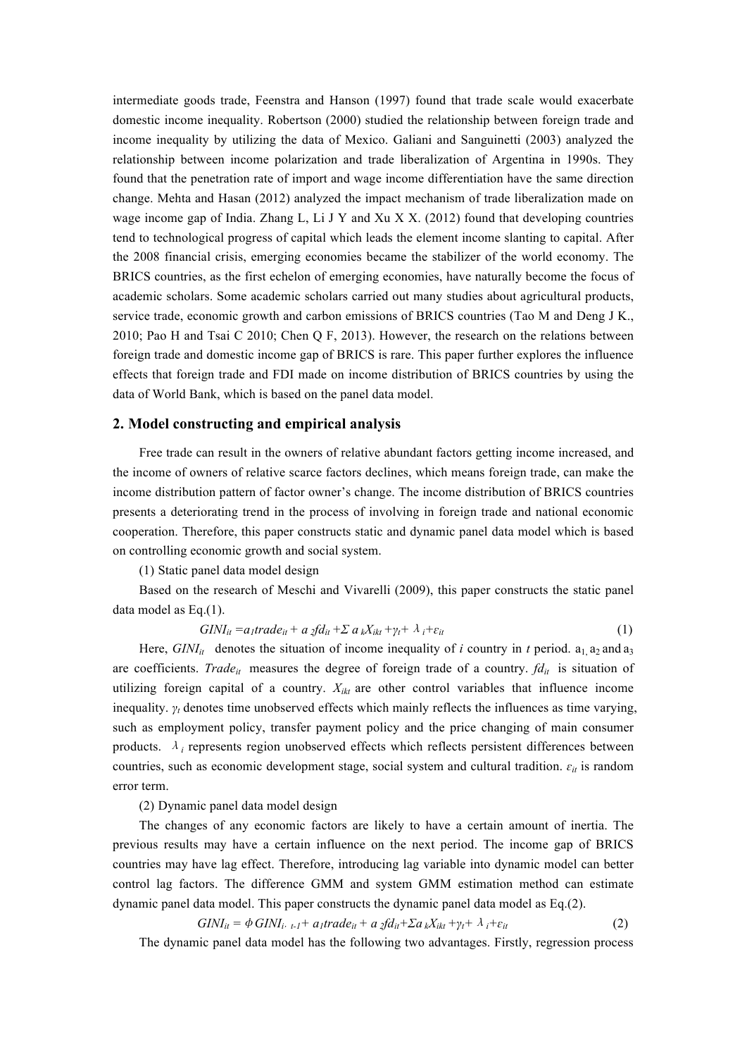intermediate goods trade, Feenstra and Hanson (1997) found that trade scale would exacerbate domestic income inequality. Robertson (2000) studied the relationship between foreign trade and income inequality by utilizing the data of Mexico. Galiani and Sanguinetti (2003) analyzed the relationship between income polarization and trade liberalization of Argentina in 1990s. They found that the penetration rate of import and wage income differentiation have the same direction change. Mehta and Hasan (2012) analyzed the impact mechanism of trade liberalization made on wage income gap of India. Zhang L, Li J Y and Xu X X. (2012) found that developing countries tend to technological progress of capital which leads the element income slanting to capital. After the 2008 financial crisis, emerging economies became the stabilizer of the world economy. The BRICS countries, as the first echelon of emerging economies, have naturally become the focus of academic scholars. Some academic scholars carried out many studies about agricultural products, service trade, economic growth and carbon emissions of BRICS countries (Tao M and Deng J K., 2010; Pao H and Tsai C 2010; Chen Q F, 2013). However, the research on the relations between foreign trade and domestic income gap of BRICS is rare. This paper further explores the influence effects that foreign trade and FDI made on income distribution of BRICS countries by using the data of World Bank, which is based on the panel data model.

## 2. Model constructing and empirical analysis

Free trade can result in the owners of relative abundant factors getting income increased, and the income of owners of relative scarce factors declines, which means foreign trade, can make the income distribution pattern of factor owner's change. The income distribution of BRICS countries presents a deteriorating trend in the process of involving in foreign trade and national economic cooperation. Therefore, this paper constructs static and dynamic panel data model which is based on controlling economic growth and social system.

(1) Static panel data model design

Based on the research of Meschi and Vivarelli (2009), this paper constructs the static panel data model as Eq.(1).

$$GINI_{it} = a_1 trade_{it} + a_2 fd_{it} + \Sigma a_k X_{ikt} + \gamma_t + \lambda_i + \varepsilon_{it} \tag{1}$$

Here, $GINI_{it}$ denotes the situation of income inequality of $i$ country in $t$ period. $a_1$, $a_2$ and $a_3$ are coefficients. $Trade_{it}$ measures the degree of foreign trade of a country. $fd_{it}$ is situation of utilizing foreign capital of a country. $X_{ikt}$ are other control variables that influence income inequality. $\gamma_t$ denotes time unobserved effects which mainly reflects the influences as time varying, such as employment policy, transfer payment policy and the price changing of main consumer products. $\lambda_i$ represents region unobserved effects which reflects persistent differences between countries, such as economic development stage, social system and cultural tradition. $\varepsilon_{it}$ is random error term.

(2) Dynamic panel data model design

The changes of any economic factors are likely to have a certain amount of inertia. The previous results may have a certain influence on the next period. The income gap of BRICS countries may have lag effect. Therefore, introducing lag variable into dynamic model can better control lag factors. The difference GMM and system GMM estimation method can estimate dynamic panel data model. This paper constructs the dynamic panel data model as Eq.(2).

$$GINI_{it} = \phi GINI_{i,t-1} + a_1 trade_{it} + a_2 fd_{it} + \Sigma a_k X_{ikt} + \gamma_t + \lambda_i + \varepsilon_{it} \tag{2}$$

The dynamic panel data model has the following two advantages. Firstly, regression process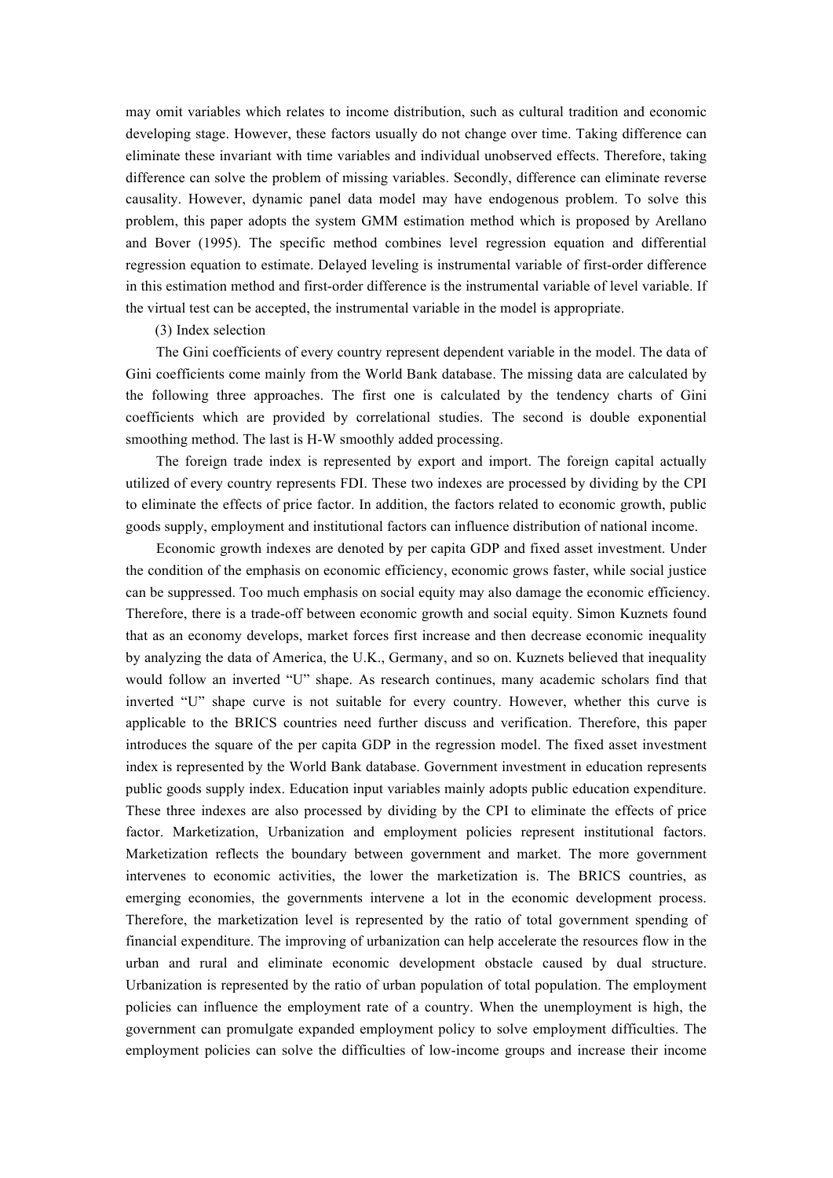may omit variables which relates to income distribution, such as cultural tradition and economic developing stage. However, these factors usually do not change over time. Taking difference can eliminate these invariant with time variables and individual unobserved effects. Therefore, taking difference can solve the problem of missing variables. Secondly, difference can eliminate reverse causality. However, dynamic panel data model may have endogenous problem. To solve this problem, this paper adopts the system GMM estimation method which is proposed by Arellano and Bover (1995). The specific method combines level regression equation and differential regression equation to estimate. Delayed leveling is instrumental variable of first-order difference in this estimation method and first-order difference is the instrumental variable of level variable. If the virtual test can be accepted, the instrumental variable in the model is appropriate.

(3) Index selection

The Gini coefficients of every country represent dependent variable in the model. The data of Gini coefficients come mainly from the World Bank database. The missing data are calculated by the following three approaches. The first one is calculated by the tendency charts of Gini coefficients which are provided by correlational studies. The second is double exponential smoothing method. The last is H-W smoothly added processing.

The foreign trade index is represented by export and import. The foreign capital actually utilized of every country represents FDI. These two indexes are processed by dividing by the CPI to eliminate the effects of price factor. In addition, the factors related to economic growth, public goods supply, employment and institutional factors can influence distribution of national income.

Economic growth indexes are denoted by per capita GDP and fixed asset investment. Under the condition of the emphasis on economic efficiency, economic grows faster, while social justice can be suppressed. Too much emphasis on social equity may also damage the economic efficiency. Therefore, there is a trade-off between economic growth and social equity. Simon Kuznets found that as an economy develops, market forces first increase and then decrease economic inequality by analyzing the data of America, the U.K., Germany, and so on. Kuznets believed that inequality would follow an inverted "U" shape. As research continues, many academic scholars find that inverted "U" shape curve is not suitable for every country. However, whether this curve is applicable to the BRICS countries need further discuss and verification. Therefore, this paper introduces the square of the per capita GDP in the regression model. The fixed asset investment index is represented by the World Bank database. Government investment in education represents public goods supply index. Education input variables mainly adopts public education expenditure. These three indexes are also processed by dividing by the CPI to eliminate the effects of price factor. Marketization, Urbanization and employment policies represent institutional factors. Marketization reflects the boundary between government and market. The more government intervenes to economic activities, the lower the marketization is. The BRICS countries, as emerging economies, the governments intervene a lot in the economic development process. Therefore, the marketization level is represented by the ratio of total government spending of financial expenditure. The improving of urbanization can help accelerate the resources flow in the urban and rural and eliminate economic development obstacle caused by dual structure. Urbanization is represented by the ratio of urban population of total population. The employment policies can influence the employment rate of a country. When the unemployment is high, the government can promulgate expanded employment policy to solve employment difficulties. The employment policies can solve the difficulties of low-income groups and increase their income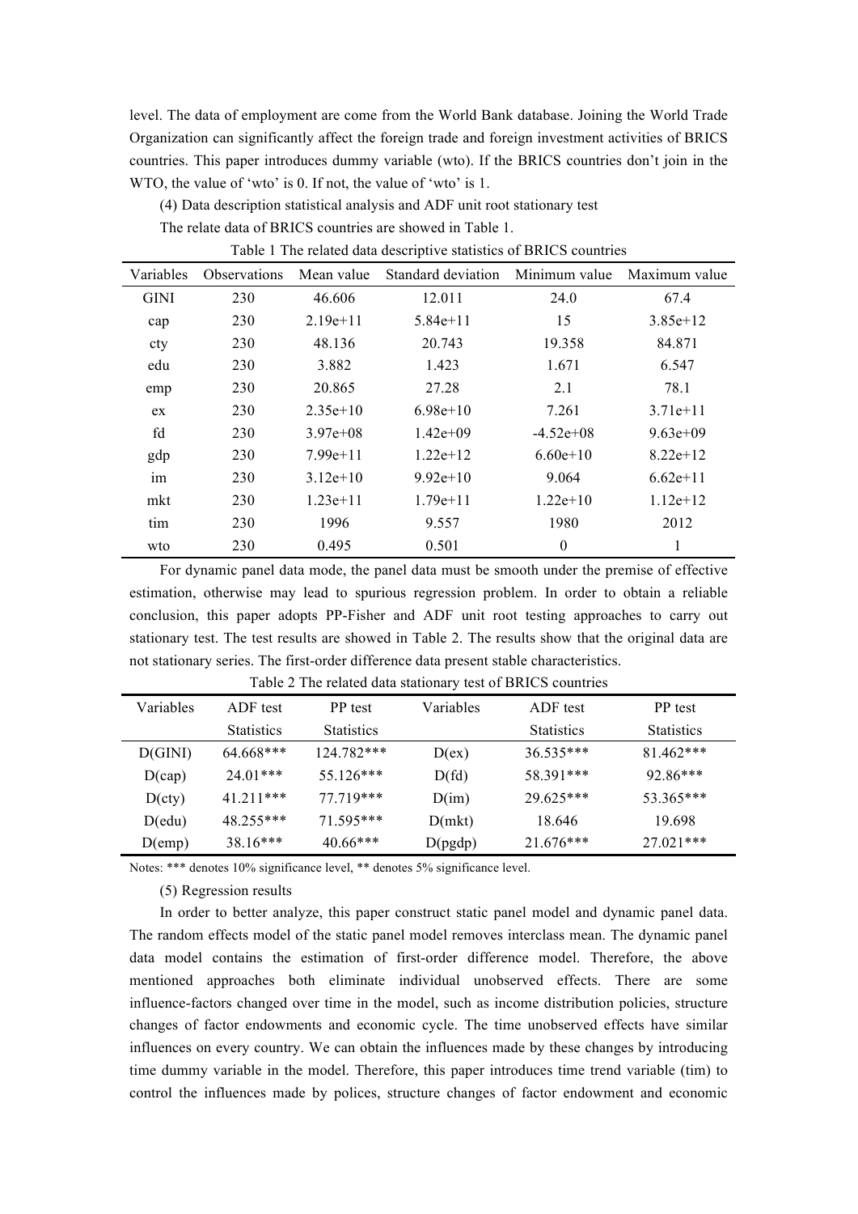level. The data of employment are come from the World Bank database. Joining the World Trade Organization can significantly affect the foreign trade and foreign investment activities of BRICS countries. This paper introduces dummy variable (wto). If the BRICS countries don't join in the WTO, the value of 'wto' is 0. If not, the value of 'wto' is 1.

(4) Data description statistical analysis and ADF unit root stationary test

The relate data of BRICS countries are showed in Table 1.

Table 1 The related data descriptive statistics of BRICS countries

| Variables | Observations | Mean value | Standard deviation | Minimum value | Maximum value |
|---|---|---|---|---|---|
| GINI | 230 | 46.606 | 12.011 | 24.0 | 67.4 |
| cap | 230 | 2.19e+11 | 5.84e+11 | 15 | 3.85e+12 |
| cty | 230 | 48.136 | 20.743 | 19.358 | 84.871 |
| edu | 230 | 3.882 | 1.423 | 1.671 | 6.547 |
| emp | 230 | 20.865 | 27.28 | 2.1 | 78.1 |
| ex | 230 | 2.35e+10 | 6.98e+10 | 7.261 | 3.71e+11 |
| fd | 230 | 3.97e+08 | 1.42e+09 | -4.52e+08 | 9.63e+09 |
| gdp | 230 | 7.99e+11 | 1.22e+12 | 6.60e+10 | 8.22e+12 |
| im | 230 | 3.12e+10 | 9.92e+10 | 9.064 | 6.62e+11 |
| mkt | 230 | 1.23e+11 | 1.79e+11 | 1.22e+10 | 1.12e+12 |
| tim | 230 | 1996 | 9.557 | 1980 | 2012 |
| wto | 230 | 0.495 | 0.501 | 0 | 1 |

For dynamic panel data mode, the panel data must be smooth under the premise of effective estimation, otherwise may lead to spurious regression problem. In order to obtain a reliable conclusion, this paper adopts PP-Fisher and ADF unit root testing approaches to carry out stationary test. The test results are showed in Table 2. The results show that the original data are not stationary series. The first-order difference data present stable characteristics.

Table 2 The related data stationary test of BRICS countries

| Variables | ADF test Statistics | PP test Statistics | Variables | ADF test Statistics | PP test Statistics |
|---|---|---|---|---|---|
| D(GINI) | 64.668*** | 124.782*** | D(ex) | 36.535*** | 81.462*** |
| D(cap) | 24.01*** | 55.126*** | D(fd) | 58.391*** | 92.86*** |
| D(cty) | 41.211*** | 77.719*** | D(im) | 29.625*** | 53.365*** |
| D(edu) | 48.255*** | 71.595*** | D(mkt) | 18.646 | 19.698 |
| D(emp) | 38.16*** | 40.66*** | D(pgdp) | 21.676*** | 27.021*** |

Notes: *** denotes 10% significance level, ** denotes 5% significance level.

(5) Regression results

In order to better analyze, this paper construct static panel model and dynamic panel data. The random effects model of the static panel model removes interclass mean. The dynamic panel data model contains the estimation of first-order difference model. Therefore, the above mentioned approaches both eliminate individual unobserved effects. There are some influence-factors changed over time in the model, such as income distribution policies, structure changes of factor endowments and economic cycle. The time unobserved effects have similar influences on every country. We can obtain the influences made by these changes by introducing time dummy variable in the model. Therefore, this paper introduces time trend variable (tim) to control the influences made by polices, structure changes of factor endowment and economic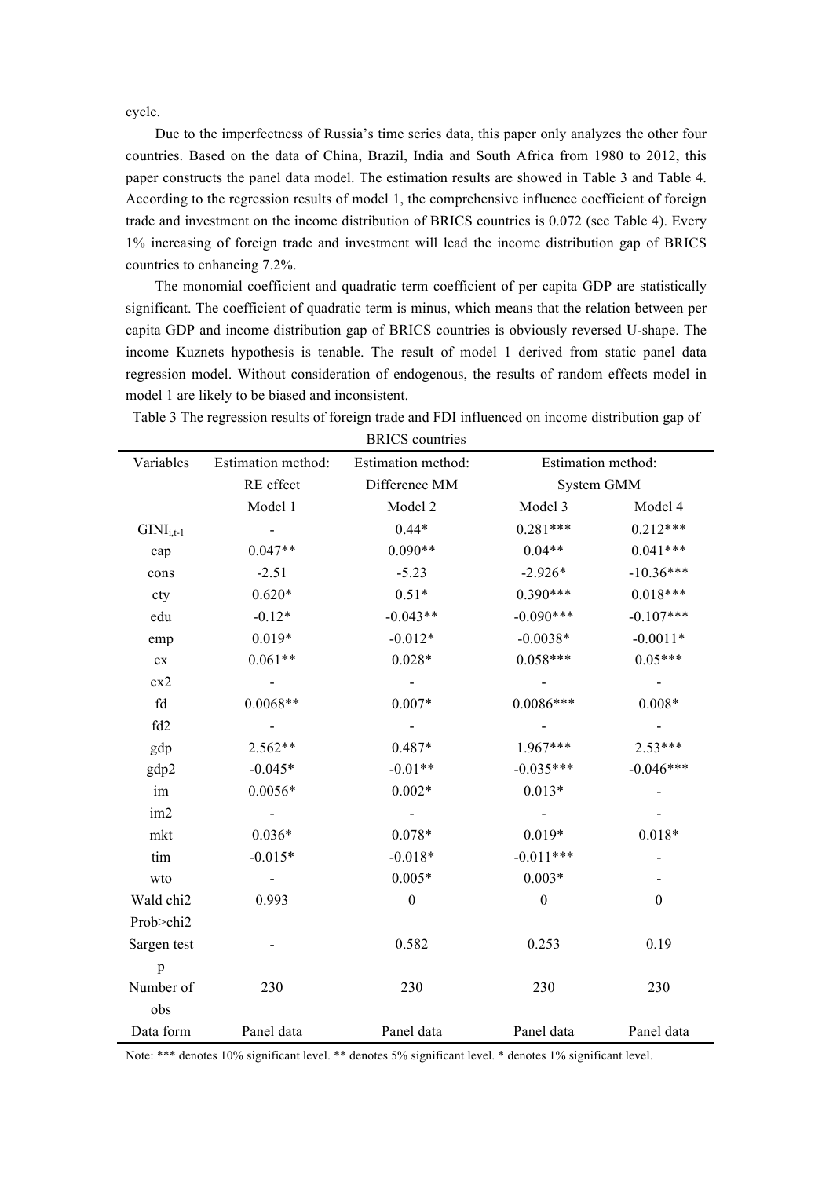cycle.

Due to the imperfectness of Russia's time series data, this paper only analyzes the other four countries. Based on the data of China, Brazil, India and South Africa from 1980 to 2012, this paper constructs the panel data model. The estimation results are showed in Table 3 and Table 4. According to the regression results of model 1, the comprehensive influence coefficient of foreign trade and investment on the income distribution of BRICS countries is 0.072 (see Table 4). Every 1% increasing of foreign trade and investment will lead the income distribution gap of BRICS countries to enhancing 7.2%.

The monomial coefficient and quadratic term coefficient of per capita GDP are statistically significant. The coefficient of quadratic term is minus, which means that the relation between per capita GDP and income distribution gap of BRICS countries is obviously reversed U-shape. The income Kuznets hypothesis is tenable. The result of model 1 derived from static panel data regression model. Without consideration of endogenous, the results of random effects model in model 1 are likely to be biased and inconsistent.

Table 3 The regression results of foreign trade and FDI influenced on income distribution gap of BRICS countries

| Variables | Estimation method: RE effect | Estimation method: Difference MM | Estimation method: System GMM | |
|---|---|---|---|---|
| | Model 1 | Model 2 | Model 3 | Model 4 |
| $GINI_{i,t-1}$ | - | 0.44* | 0.281*** | 0.212*** |
| cap | 0.047** | 0.090** | 0.04** | 0.041*** |
| cons | -2.51 | -5.23 | -2.926* | -10.36*** |
| cty | 0.620* | 0.51* | 0.390*** | 0.018*** |
| edu | -0.12* | -0.043** | -0.090*** | -0.107*** |
| emp | 0.019* | -0.012* | -0.0038* | -0.0011* |
| ex | 0.061** | 0.028* | 0.058*** | 0.05*** |
| ex2 | - | - | - | - |
| fd | 0.0068** | 0.007* | 0.0086*** | 0.008* |
| fd2 | - | - | - | - |
| gdp | 2.562** | 0.487* | 1.967*** | 2.53*** |
| gdp2 | -0.045* | -0.01** | -0.035*** | -0.046*** |
| im | 0.0056* | 0.002* | 0.013* | - |
| im2 | - | - | - | - |
| mkt | 0.036* | 0.078* | 0.019* | 0.018* |
| tim | -0.015* | -0.018* | -0.011*** | - |
| wto | - | 0.005* | 0.003* | - |
| Wald chi2 Prob>chi2 | 0.993 | 0 | 0 | 0 |
| Sargen test p | - | 0.582 | 0.253 | 0.19 |
| Number of obs | 230 | 230 | 230 | 230 |
| Data form | Panel data | Panel data | Panel data | Panel data |

Note: *** denotes 10% significant level. ** denotes 5% significant level. * denotes 1% significant level.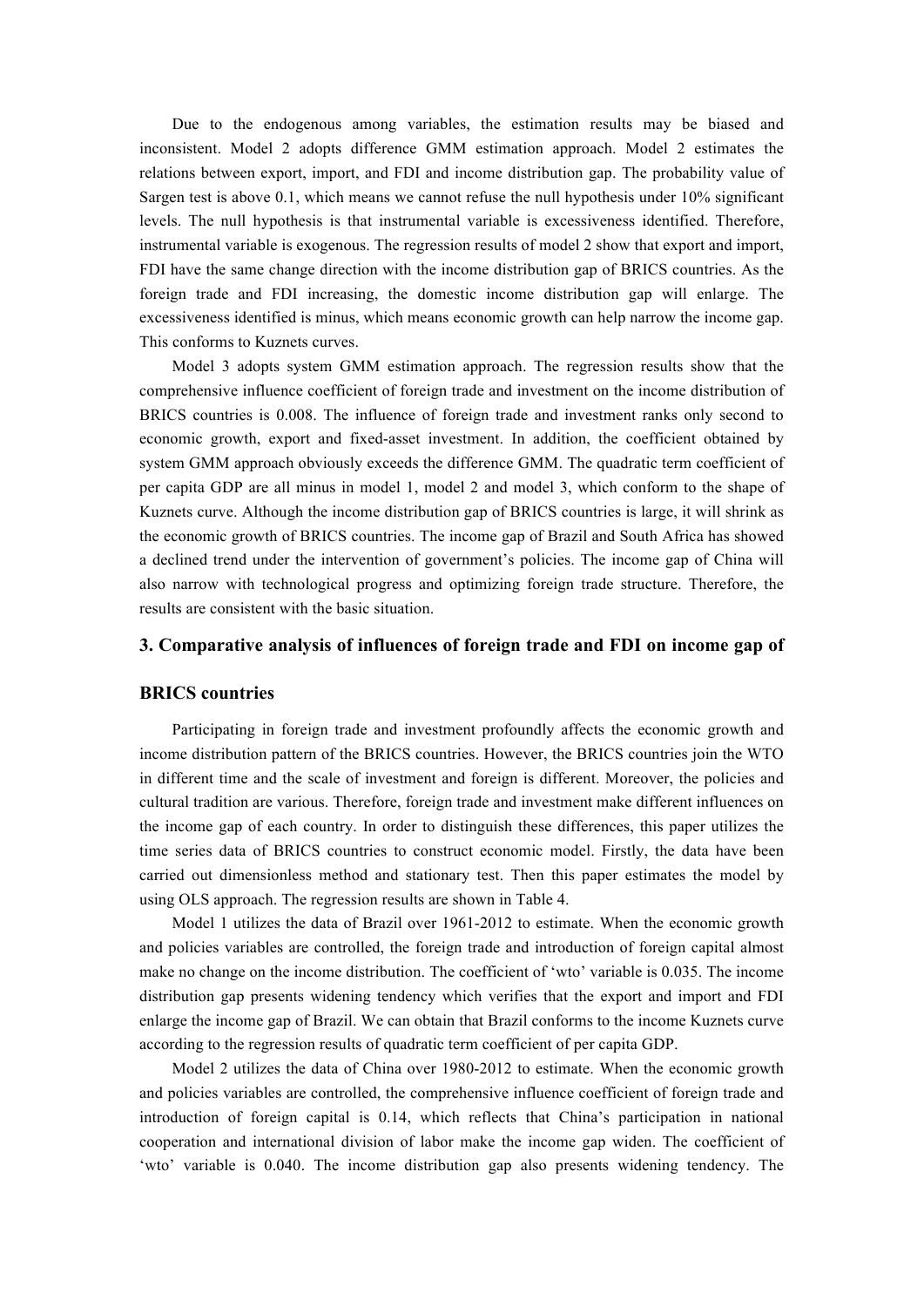Due to the endogenous among variables, the estimation results may be biased and inconsistent. Model 2 adopts difference GMM estimation approach. Model 2 estimates the relations between export, import, and FDI and income distribution gap. The probability value of Sargen test is above 0.1, which means we cannot refuse the null hypothesis under 10% significant levels. The null hypothesis is that instrumental variable is excessiveness identified. Therefore, instrumental variable is exogenous. The regression results of model 2 show that export and import, FDI have the same change direction with the income distribution gap of BRICS countries. As the foreign trade and FDI increasing, the domestic income distribution gap will enlarge. The excessiveness identified is minus, which means economic growth can help narrow the income gap. This conforms to Kuznets curves.

Model 3 adopts system GMM estimation approach. The regression results show that the comprehensive influence coefficient of foreign trade and investment on the income distribution of BRICS countries is 0.008. The influence of foreign trade and investment ranks only second to economic growth, export and fixed-asset investment. In addition, the coefficient obtained by system GMM approach obviously exceeds the difference GMM. The quadratic term coefficient of per capita GDP are all minus in model 1, model 2 and model 3, which conform to the shape of Kuznets curve. Although the income distribution gap of BRICS countries is large, it will shrink as the economic growth of BRICS countries. The income gap of Brazil and South Africa has showed a declined trend under the intervention of government's policies. The income gap of China will also narrow with technological progress and optimizing foreign trade structure. Therefore, the results are consistent with the basic situation.

## 3. Comparative analysis of influences of foreign trade and FDI on income gap of BRICS countries

Participating in foreign trade and investment profoundly affects the economic growth and income distribution pattern of the BRICS countries. However, the BRICS countries join the WTO in different time and the scale of investment and foreign is different. Moreover, the policies and cultural tradition are various. Therefore, foreign trade and investment make different influences on the income gap of each country. In order to distinguish these differences, this paper utilizes the time series data of BRICS countries to construct economic model. Firstly, the data have been carried out dimensionless method and stationary test. Then this paper estimates the model by using OLS approach. The regression results are shown in Table 4.

Model 1 utilizes the data of Brazil over 1961-2012 to estimate. When the economic growth and policies variables are controlled, the foreign trade and introduction of foreign capital almost make no change on the income distribution. The coefficient of 'wto' variable is 0.035. The income distribution gap presents widening tendency which verifies that the export and import and FDI enlarge the income gap of Brazil. We can obtain that Brazil conforms to the income Kuznets curve according to the regression results of quadratic term coefficient of per capita GDP.

Model 2 utilizes the data of China over 1980-2012 to estimate. When the economic growth and policies variables are controlled, the comprehensive influence coefficient of foreign trade and introduction of foreign capital is 0.14, which reflects that China's participation in national cooperation and international division of labor make the income gap widen. The coefficient of 'wto' variable is 0.040. The income distribution gap also presents widening tendency. The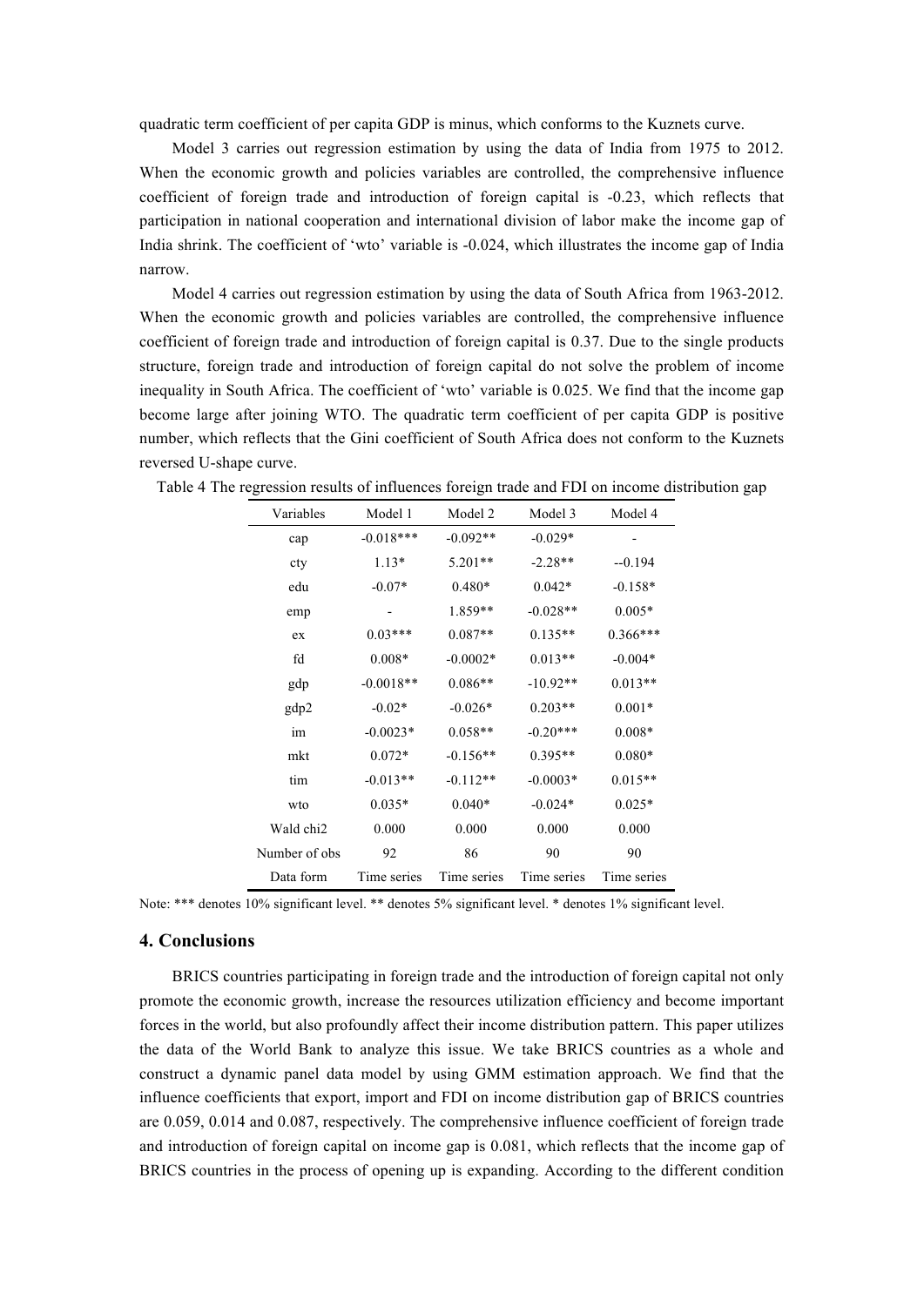quadratic term coefficient of per capita GDP is minus, which conforms to the Kuznets curve.

Model 3 carries out regression estimation by using the data of India from 1975 to 2012. When the economic growth and policies variables are controlled, the comprehensive influence coefficient of foreign trade and introduction of foreign capital is -0.23, which reflects that participation in national cooperation and international division of labor make the income gap of India shrink. The coefficient of 'wto' variable is -0.024, which illustrates the income gap of India narrow.

Model 4 carries out regression estimation by using the data of South Africa from 1963-2012. When the economic growth and policies variables are controlled, the comprehensive influence coefficient of foreign trade and introduction of foreign capital is 0.37. Due to the single products structure, foreign trade and introduction of foreign capital do not solve the problem of income inequality in South Africa. The coefficient of 'wto' variable is 0.025. We find that the income gap become large after joining WTO. The quadratic term coefficient of per capita GDP is positive number, which reflects that the Gini coefficient of South Africa does not conform to the Kuznets reversed U-shape curve.

Table 4 The regression results of influences foreign trade and FDI on income distribution gap

| Variables | Model 1 | Model 2 | Model 3 | Model 4 |
|---|---|---|---|---|
| cap | -0.018*** | -0.092** | -0.029* | - |
| cty | 1.13* | 5.201** | -2.28** | --0.194 |
| edu | -0.07* | 0.480* | 0.042* | -0.158* |
| emp | - | 1.859** | -0.028** | 0.005* |
| ex | 0.03*** | 0.087** | 0.135** | 0.366*** |
| fd | 0.008* | -0.0002* | 0.013** | -0.004* |
| gdp | -0.0018** | 0.086** | -10.92** | 0.013** |
| gdp2 | -0.02* | -0.026* | 0.203** | 0.001* |
| im | -0.0023* | 0.058** | -0.20*** | 0.008* |
| mkt | 0.072* | -0.156** | 0.395** | 0.080* |
| tim | -0.013** | -0.112** | -0.0003* | 0.015** |
| wto | 0.035* | 0.040* | -0.024* | 0.025* |
| Wald chi2 | 0.000 | 0.000 | 0.000 | 0.000 |
| Number of obs | 92 | 86 | 90 | 90 |
| Data form | Time series | Time series | Time series | Time series |

Note: *** denotes 10% significant level. ** denotes 5% significant level. * denotes 1% significant level.

## 4. Conclusions

BRICS countries participating in foreign trade and the introduction of foreign capital not only promote the economic growth, increase the resources utilization efficiency and become important forces in the world, but also profoundly affect their income distribution pattern. This paper utilizes the data of the World Bank to analyze this issue. We take BRICS countries as a whole and construct a dynamic panel data model by using GMM estimation approach. We find that the influence coefficients that export, import and FDI on income distribution gap of BRICS countries are 0.059, 0.014 and 0.087, respectively. The comprehensive influence coefficient of foreign trade and introduction of foreign capital on income gap is 0.081, which reflects that the income gap of BRICS countries in the process of opening up is expanding. According to the different condition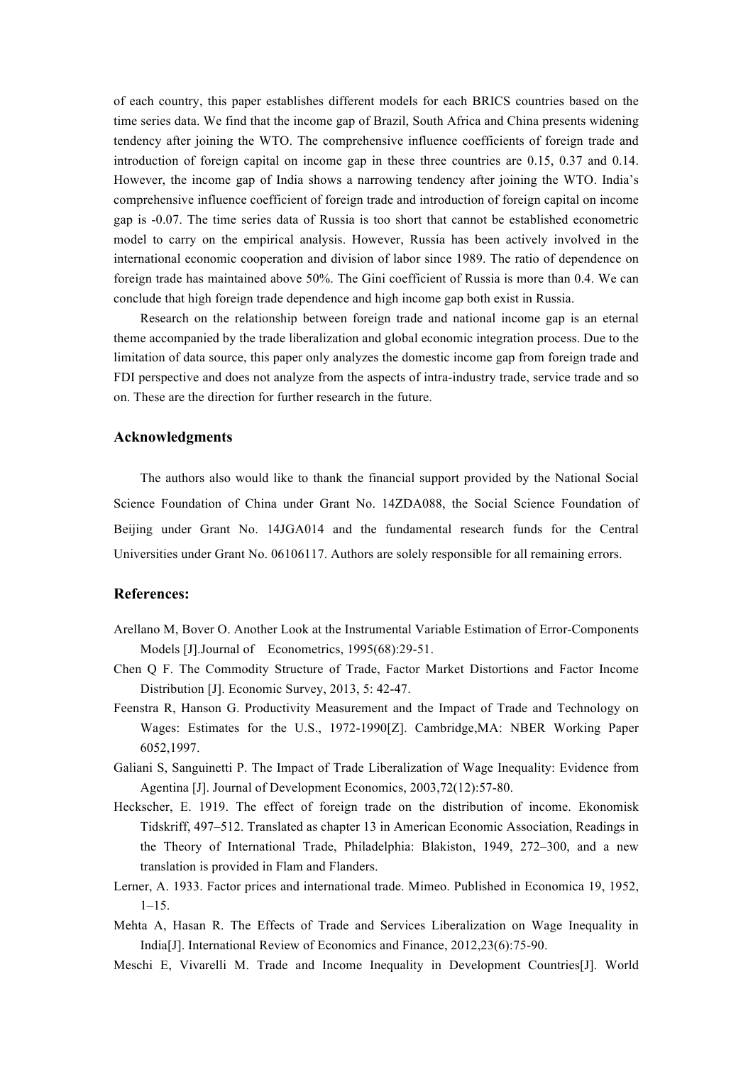of each country, this paper establishes different models for each BRICS countries based on the time series data. We find that the income gap of Brazil, South Africa and China presents widening tendency after joining the WTO. The comprehensive influence coefficients of foreign trade and introduction of foreign capital on income gap in these three countries are 0.15, 0.37 and 0.14. However, the income gap of India shows a narrowing tendency after joining the WTO. India's comprehensive influence coefficient of foreign trade and introduction of foreign capital on income gap is -0.07. The time series data of Russia is too short that cannot be established econometric model to carry on the empirical analysis. However, Russia has been actively involved in the international economic cooperation and division of labor since 1989. The ratio of dependence on foreign trade has maintained above 50%. The Gini coefficient of Russia is more than 0.4. We can conclude that high foreign trade dependence and high income gap both exist in Russia.

Research on the relationship between foreign trade and national income gap is an eternal theme accompanied by the trade liberalization and global economic integration process. Due to the limitation of data source, this paper only analyzes the domestic income gap from foreign trade and FDI perspective and does not analyze from the aspects of intra-industry trade, service trade and so on. These are the direction for further research in the future.

## Acknowledgments

The authors also would like to thank the financial support provided by the National Social Science Foundation of China under Grant No. 14ZDA088, the Social Science Foundation of Beijing under Grant No. 14JGA014 and the fundamental research funds for the Central Universities under Grant No. 06106117. Authors are solely responsible for all remaining errors.

## References:

Arellano M, Bover O. Another Look at the Instrumental Variable Estimation of Error-Components Models [J].Journal of Econometrics, 1995(68):29-51.

Chen Q F. The Commodity Structure of Trade, Factor Market Distortions and Factor Income Distribution [J]. Economic Survey, 2013, 5: 42-47.

Feenstra R, Hanson G. Productivity Measurement and the Impact of Trade and Technology on Wages: Estimates for the U.S., 1972-1990[Z]. Cambridge,MA: NBER Working Paper 6052,1997.

Galiani S, Sanguinetti P. The Impact of Trade Liberalization of Wage Inequality: Evidence from Agentina [J]. Journal of Development Economics, 2003,72(12):57-80.

Heckscher, E. 1919. The effect of foreign trade on the distribution of income. Ekonomisk Tidskriff, 497–512. Translated as chapter 13 in American Economic Association, Readings in the Theory of International Trade, Philadelphia: Blakiston, 1949, 272–300, and a new translation is provided in Flam and Flanders.

Lerner, A. 1933. Factor prices and international trade. Mimeo. Published in Economica 19, 1952, 1–15.

Mehta A, Hasan R. The Effects of Trade and Services Liberalization on Wage Inequality in India[J]. International Review of Economics and Finance, 2012,23(6):75-90.

Meschi E, Vivarelli M. Trade and Income Inequality in Development Countries[J]. World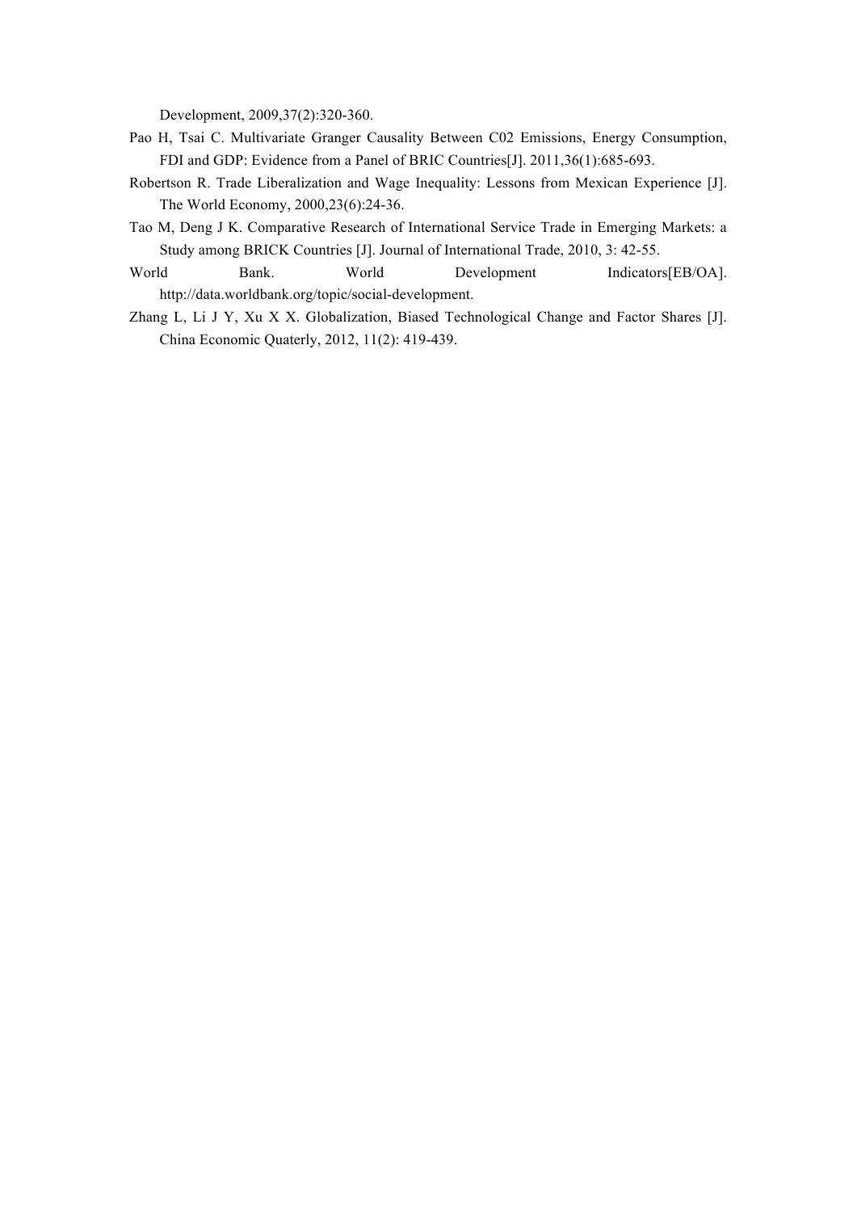Development, 2009,37(2):320-360.

Pao H, Tsai C. Multivariate Granger Causality Between C02 Emissions, Energy Consumption, FDI and GDP: Evidence from a Panel of BRIC Countries[J]. 2011,36(1):685-693.

Robertson R. Trade Liberalization and Wage Inequality: Lessons from Mexican Experience [J]. The World Economy, 2000,23(6):24-36.

Tao M, Deng J K. Comparative Research of International Service Trade in Emerging Markets: a Study among BRICK Countries [J]. Journal of International Trade, 2010, 3: 42-55.

World Bank. World Development Indicators[EB/OA]. http://data.worldbank.org/topic/social-development.

Zhang L, Li J Y, Xu X X. Globalization, Biased Technological Change and Factor Shares [J]. China Economic Quaterly, 2012, 11(2): 419-439.